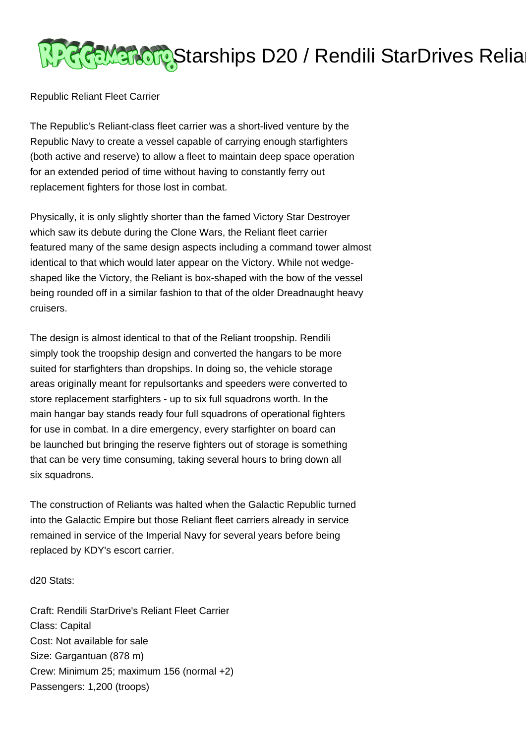# Starships D20 / Rendili StarDrives Reliant

Republic Reliant Fleet Carrier

The Republic's Reliant-class fleet carrier was a short-lived venture by the Republic Navy to create a vessel capable of carrying enough starfighters (both active and reserve) to allow a fleet to maintain deep space operation for an extended period of time without having to constantly ferry out replacement fighters for those lost in combat.

Physically, it is only slightly shorter than the famed Victory Star Destroyer which saw its debute during the Clone Wars, the Reliant fleet carrier featured many of the same design aspects including a command tower almost identical to that which would later appear on the Victory. While not wedge-shaped like the Victory, the Reliant is box-shaped with the bow of the vessel being rounded off in a similar fashion to that of the older Dreadnaught heavy cruisers.

The design is almost identical to that of the Reliant troopship. Rendili simply took the troopship design and converted the hangars to be more suited for starfighters than dropships. In doing so, the vehicle storage areas originally meant for repulsortanks and speeders were converted to store replacement starfighters - up to six full squadrons worth. In the main hangar bay stands ready four full squadrons of operational fighters for use in combat. In a dire emergency, every starfighter on board can be launched but bringing the reserve fighters out of storage is something that can be very time consuming, taking several hours to bring down all six squadrons.

The construction of Reliants was halted when the Galactic Republic turned into the Galactic Empire but those Reliant fleet carriers already in service remained in service of the Imperial Navy for several years before being replaced by KDY's escort carrier.

d20 Stats:

Craft: Rendili StarDrive's Reliant Fleet Carrier
Class: Capital
Cost: Not available for sale
Size: Gargantuan (878 m)
Crew: Minimum 25; maximum 156 (normal +2)
Passengers: 1,200 (troops)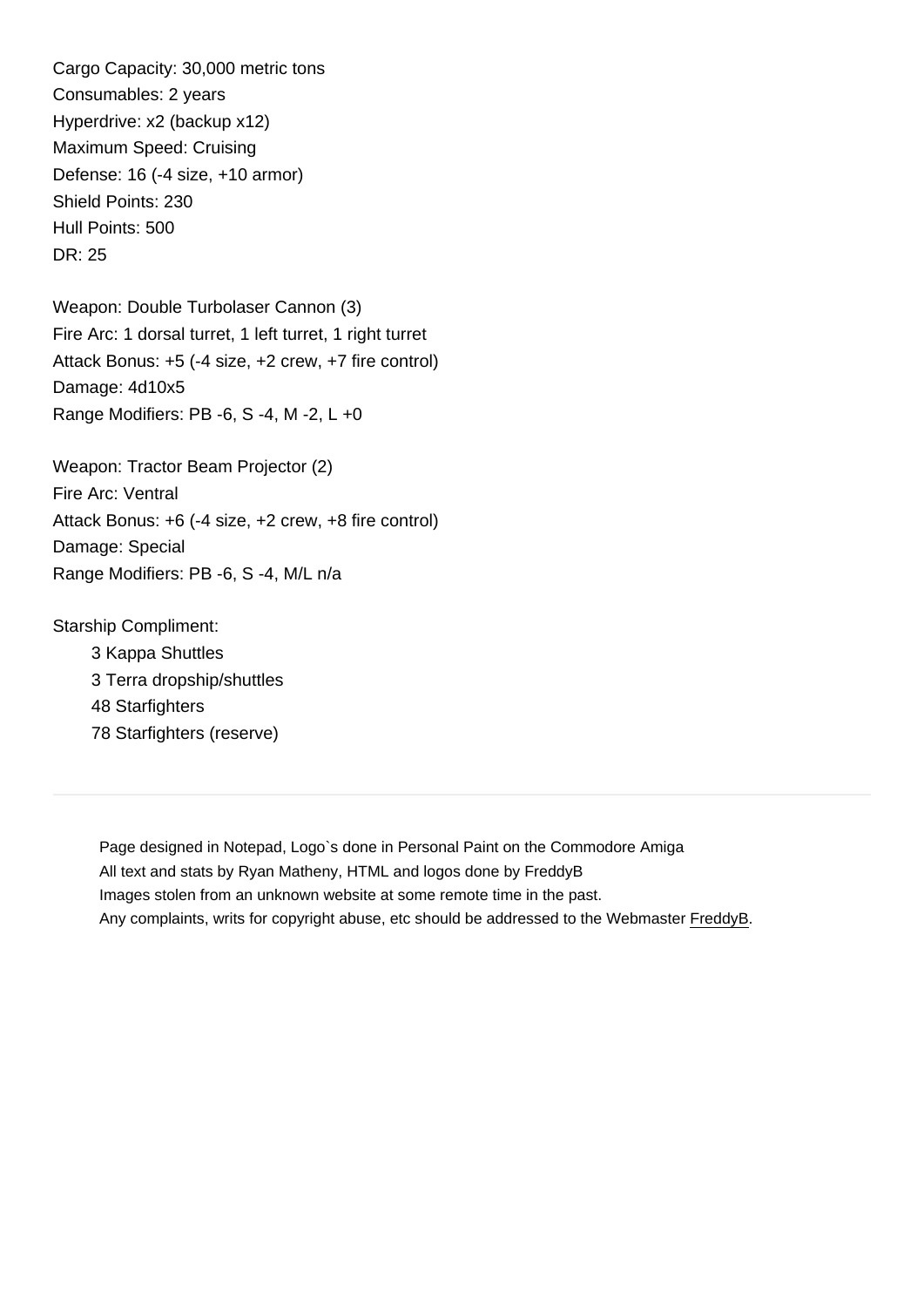Cargo Capacity: 30,000 metric tons
Consumables: 2 years
Hyperdrive: x2 (backup x12)
Maximum Speed: Cruising
Defense: 16 (-4 size, +10 armor)
Shield Points: 230
Hull Points: 500
DR: 25

Weapon: Double Turbolaser Cannon (3)
Fire Arc: 1 dorsal turret, 1 left turret, 1 right turret
Attack Bonus: +5 (-4 size, +2 crew, +7 fire control)
Damage: 4d10x5
Range Modifiers: PB -6, S -4, M -2, L +0

Weapon: Tractor Beam Projector (2)
Fire Arc: Ventral
Attack Bonus: +6 (-4 size, +2 crew, +8 fire control)
Damage: Special
Range Modifiers: PB -6, S -4, M/L n/a

Starship Compliment:

- 3 Kappa Shuttles
- 3 Terra dropship/shuttles
- 48 Starfighters
- 78 Starfighters (reserve)

---

Page designed in Notepad, Logo`s done in Personal Paint on the Commodore Amiga
All text and stats by Ryan Matheny, HTML and logos done by FreddyB
Images stolen from an unknown website at some remote time in the past.
Any complaints, writs for copyright abuse, etc should be addressed to the Webmaster FreddyB.